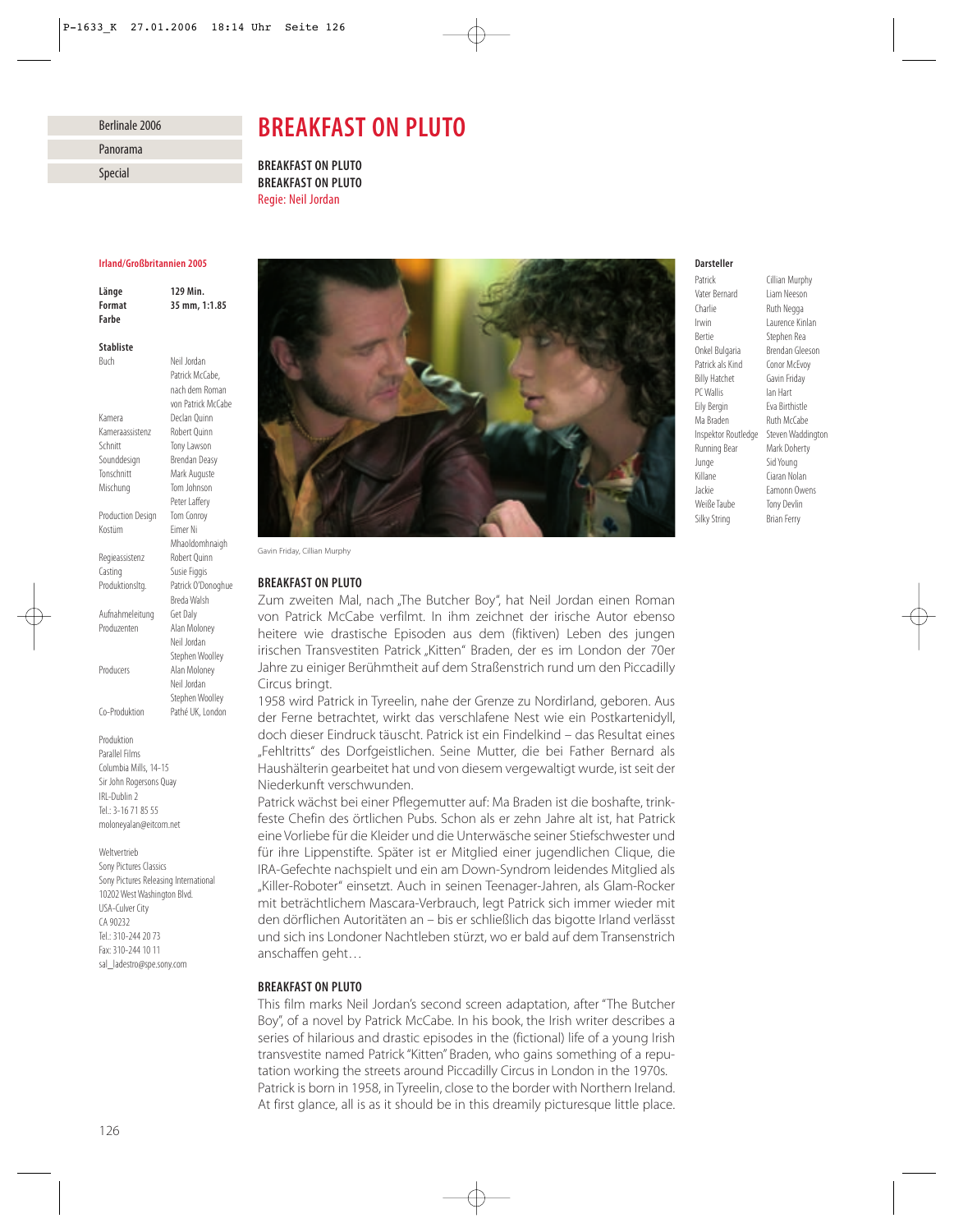Berlinale 2006

Panorama

Special

# BREAKFAST ON PLUTO

**BREAKFAST ON PLUTO**
**BREAKFAST ON PLUTO**
Regie: Neil Jordan

**Irland/Großbritannien 2005**

| | |
|---|---|
| **Länge** | **129 Min.** |
| **Format** | **35 mm, 1:1.85** |
| **Farbe** | |

**Stabliste**

| | |
|---|---|
| Buch | Neil Jordan<br>Patrick McCabe,<br>nach dem Roman<br>von Patrick McCabe |
| Kamera | Declan Quinn |
| Kameraassistenz | Robert Quinn |
| Schnitt | Tony Lawson |
| Sounddesign | Brendan Deasy |
| Tonschnitt | Mark Auguste |
| Mischung | Tom Johnson<br>Peter Laffery |
| Production Design | Tom Conroy |
| Kostüm | Eimer Ni<br>Mhaoldomhnaigh |
| Regieassistenz | Robert Quinn |
| Casting | Susie Figgis |
| Produktionsltg. | Patrick O'Donoghue<br>Breda Walsh |
| Aufnahmeleitung | Get Daly |
| Produzenten | Alan Moloney<br>Neil Jordan<br>Stephen Woolley |
| Producers | Alan Moloney<br>Neil Jordan<br>Stephen Woolley |
| Co-Produktion | Pathé UK, London |

Produktion
Parallel Films
Columbia Mills, 14-15
Sir John Rogersons Quay
IRL-Dublin 2
Tel.: 3-16 71 85 55
moloneyalan@eircom.net

Weltvertrieb
Sony Pictures Classics
Sony Pictures Releasing International
10202 West Washington Blvd.
USA-Culver City
CA 90232
Tel.: 310-244 20 73
Fax: 310-244 10 11
sal_ladestro@spe.sony.com

Gavin Friday, Cillian Murphy

**Darsteller**

| | |
|---|---|
| Patrick | Cillian Murphy |
| Vater Bernard | Liam Neeson |
| Charlie | Ruth Negga |
| Irwin | Laurence Kinlan |
| Bertie | Stephen Rea |
| Onkel Bulgaria | Brendan Gleeson |
| Patrick als Kind | Conor McEvoy |
| Billy Hatchet | Gavin Friday |
| PC Wallis | Ian Hart |
| Eily Bergin | Eva Birthistle |
| Ma Braden | Ruth McCabe |
| Inspektor Routledge | Steven Waddington |
| Running Bear | Mark Doherty |
| Junge | Sid Young |
| Killane | Ciaran Nolan |
| Jackie | Eamonn Owens |
| Weiße Taube | Tony Devlin |
| Silky String | Brian Ferry |

### BREAKFAST ON PLUTO

Zum zweiten Mal, nach „The Butcher Boy", hat Neil Jordan einen Roman von Patrick McCabe verfilmt. In ihm zeichnet der irische Autor ebenso heitere wie drastische Episoden aus dem (fiktiven) Leben des jungen irischen Transvestiten Patrick „Kitten" Braden, der es im London der 70er Jahre zu einiger Berühmtheit auf dem Straßenstrich rund um den Piccadilly Circus bringt.

1958 wird Patrick in Tyreelin, nahe der Grenze zu Nordirland, geboren. Aus der Ferne betrachtet, wirkt das verschlafene Nest wie ein Postkartenidyll, doch dieser Eindruck täuscht. Patrick ist ein Findelkind – das Resultat eines „Fehltritts" des Dorfgeistlichen. Seine Mutter, die bei Father Bernard als Haushälterin gearbeitet hat und von diesem vergewaltigt wurde, ist seit der Niederkunft verschwunden.

Patrick wächst bei einer Pflegemutter auf: Ma Braden ist die boshafte, trinkfeste Chefin des örtlichen Pubs. Schon als er zehn Jahre alt ist, hat Patrick eine Vorliebe für die Kleider und die Unterwäsche seiner Stiefschwester und für ihre Lippenstifte. Später ist er Mitglied einer jugendlichen Clique, die IRA-Gefechte nachspielt und ein am Down-Syndrom leidendes Mitglied als „Killer-Roboter" einsetzt. Auch in seinen Teenager-Jahren, als Glam-Rocker mit beträchtlichem Mascara-Verbrauch, legt Patrick sich immer wieder mit den dörflichen Autoritäten an – bis er schließlich das bigotte Irland verlässt und sich ins Londoner Nachtleben stürzt, wo er bald auf dem Transenstrich anschaffen geht…

### BREAKFAST ON PLUTO

This film marks Neil Jordan's second screen adaptation, after "The Butcher Boy", of a novel by Patrick McCabe. In his book, the Irish writer describes a series of hilarious and drastic episodes in the (fictional) life of a young Irish transvestite named Patrick "Kitten" Braden, who gains something of a reputation working the streets around Piccadilly Circus in London in the 1970s.

Patrick is born in 1958, in Tyreelin, close to the border with Northern Ireland. At first glance, all is as it should be in this dreamily picturesque little place.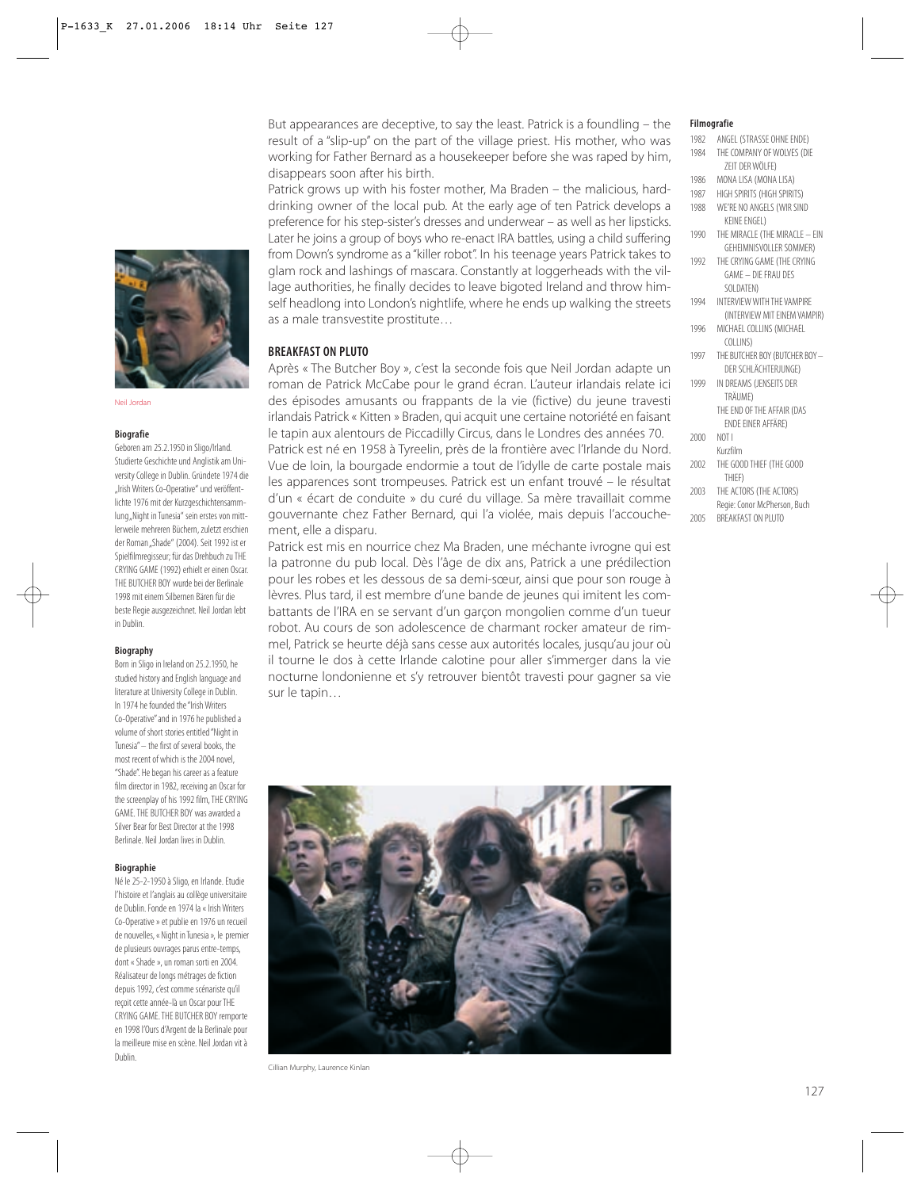But appearances are deceptive, to say the least. Patrick is a foundling – the result of a "slip-up" on the part of the village priest. His mother, who was working for Father Bernard as a housekeeper before she was raped by him, disappears soon after his birth.

Patrick grows up with his foster mother, Ma Braden – the malicious, hard-drinking owner of the local pub. At the early age of ten Patrick develops a preference for his step-sister's dresses and underwear – as well as her lipsticks. Later he joins a group of boys who re-enact IRA battles, using a child suffering from Down's syndrome as a "killer robot". In his teenage years Patrick takes to glam rock and lashings of mascara. Constantly at loggerheads with the village authorities, he finally decides to leave bigoted Ireland and throw himself headlong into London's nightlife, where he ends up walking the streets as a male transvestite prostitute…

## BREAKFAST ON PLUTO

Après « The Butcher Boy », c'est la seconde fois que Neil Jordan adapte un roman de Patrick McCabe pour le grand écran. L'auteur irlandais relate ici des épisodes amusants ou frappants de la vie (fictive) du jeune travesti irlandais Patrick « Kitten » Braden, qui acquit une certaine notoriété en faisant le tapin aux alentours de Piccadilly Circus, dans le Londres des années 70. Patrick est né en 1958 à Tyreelin, près de la frontière avec l'Irlande du Nord. Vue de loin, la bourgade endormie a tout de l'idylle de carte postale mais les apparences sont trompeuses. Patrick est un enfant trouvé – le résultat d'un « écart de conduite » du curé du village. Sa mère travaillait comme gouvernante chez Father Bernard, qui l'a violée, mais depuis l'accouchement, elle a disparu.

Patrick est mis en nourrice chez Ma Braden, une méchante ivrogne qui est la patronne du pub local. Dès l'âge de dix ans, Patrick a une prédilection pour les robes et les dessous de sa demi-sœur, ainsi que pour son rouge à lèvres. Plus tard, il est membre d'une bande de jeunes qui imitent les combattants de l'IRA en se servant d'un garçon mongolien comme d'un tueur robot. Au cours de son adolescence de charmant rocker amateur de rimmel, Patrick se heurte déjà sans cesse aux autorités locales, jusqu'au jour où il tourne le dos à cette Irlande calotine pour aller s'immerger dans la vie nocturne londonienne et s'y retrouver bientôt travesti pour gagner sa vie sur le tapin…

Neil Jordan

### Biografie

Geboren am 25.2.1950 in Sligo/Irland. Studierte Geschichte und Anglistik am University College in Dublin. Gründete 1974 die „Irish Writers Co-Operative" und veröffentlichte 1976 mit der Kurzgeschichtensammlung „Night in Tunesia" sein erstes von mittlerweile mehreren Büchern, zuletzt erschien der Roman „Shade" (2004). Seit 1992 ist er Spielfilmregisseur; für das Drehbuch zu THE CRYING GAME (1992) erhielt er einen Oscar. THE BUTCHER BOY wurde bei der Berlinale 1998 mit einem Silbernen Bären für die beste Regie ausgezeichnet. Neil Jordan lebt in Dublin.

### Biography

Born in Sligo in Ireland on 25.2.1950, he studied history and English language and literature at University College in Dublin. In 1974 he founded the "Irish Writers Co-Operative" and in 1976 he published a volume of short stories entitled "Night in Tunesia" – the first of several books, the most recent of which is the 2004 novel, "Shade". He began his career as a feature film director in 1982, receiving an Oscar for the screenplay of his 1992 film, THE CRYING GAME. THE BUTCHER BOY was awarded a Silver Bear for Best Director at the 1998 Berlinale. Neil Jordan lives in Dublin.

### Biographie

Né le 25-2-1950 à Sligo, en Irlande. Etudie l'histoire et l'anglais au collège universitaire de Dublin. Fonde en 1974 la « Irish Writers Co-Operative » et publie en 1976 un recueil de nouvelles, « Night in Tunesia », le premier de plusieurs ouvrages parus entre-temps, dont « Shade », un roman sorti en 2004. Réalisateur de longs métrages de fiction depuis 1992, c'est comme scénariste qu'il reçoit cette année-là un Oscar pour THE CRYING GAME. THE BUTCHER BOY remporte en 1998 l'Ours d'Argent de la Berlinale pour la meilleure mise en scène. Neil Jordan vit à Dublin.

### Filmografie

1982 ANGEL (STRASSE OHNE ENDE)
1984 THE COMPANY OF WOLVES (DIE ZEIT DER WÖLFE)
1986 MONA LISA (MONA LISA)
1987 HIGH SPIRITS (HIGH SPIRITS)
1988 WE'RE NO ANGELS (WIR SIND KEINE ENGEL)
1990 THE MIRACLE (THE MIRACLE – EIN GEHEIMNISVOLLER SOMMER)
1992 THE CRYING GAME (THE CRYING GAME – DIE FRAU DES SOLDATEN)
1994 INTERVIEW WITH THE VAMPIRE (INTERVIEW MIT EINEM VAMPIR)
1996 MICHAEL COLLINS (MICHAEL COLLINS)
1997 THE BUTCHER BOY (BUTCHER BOY – DER SCHLÄCHTERJUNGE)
1999 IN DREAMS (JENSEITS DER TRÄUME)
THE END OF THE AFFAIR (DAS ENDE EINER AFFÄRE)
2000 NOT I
Kurzfilm
2002 THE GOOD THIEF (THE GOOD THIEF)
2003 THE ACTORS (THE ACTORS)
Regie: Conor McPherson, Buch
2005 BREAKFAST ON PLUTO

Cillian Murphy, Laurence Kinlan